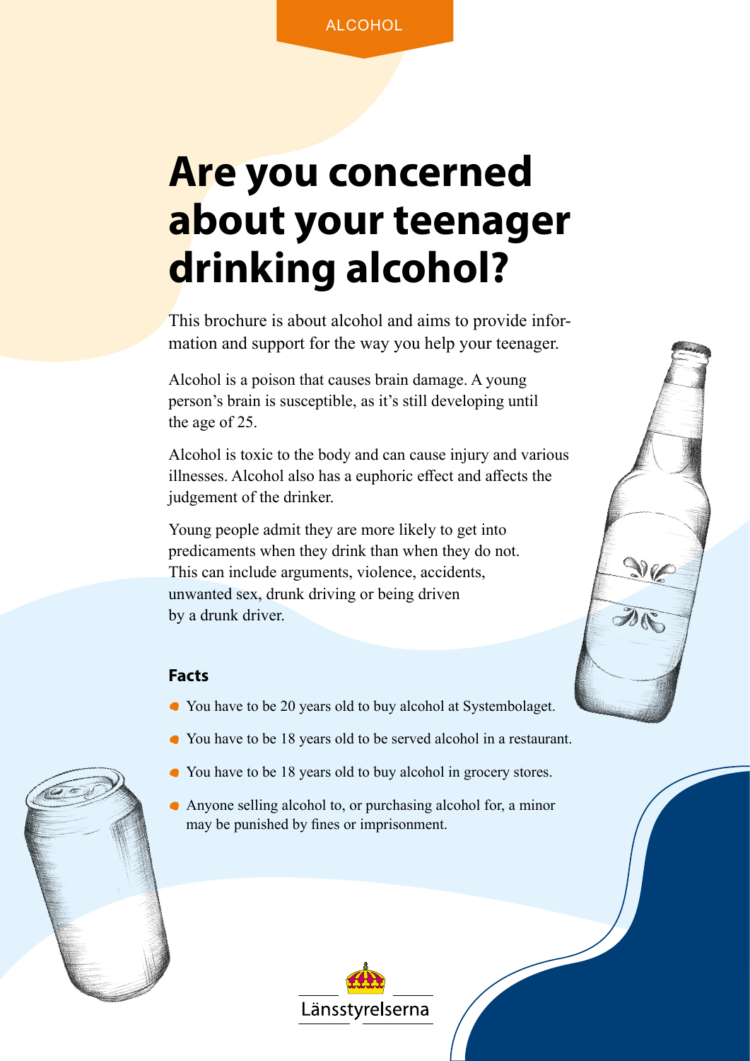ALCOHOL

# Are you concerned about your teenager drinking alcohol?

This brochure is about alcohol and aims to provide information and support for the way you help your teenager.

Alcohol is a poison that causes brain damage. A young person's brain is susceptible, as it's still developing until the age of 25.

Alcohol is toxic to the body and can cause injury and various illnesses. Alcohol also has a euphoric effect and affects the judgement of the drinker.

Young people admit they are more likely to get into predicaments when they drink than when they do not. This can include arguments, violence, accidents, unwanted sex, drunk driving or being driven by a drunk driver.

### Facts

- You have to be 20 years old to buy alcohol at Systembolaget.
- You have to be 18 years old to be served alcohol in a restaurant.
- You have to be 18 years old to buy alcohol in grocery stores.
- Anyone selling alcohol to, or purchasing alcohol for, a minor may be punished by fines or imprisonment.

Länsstyrelserna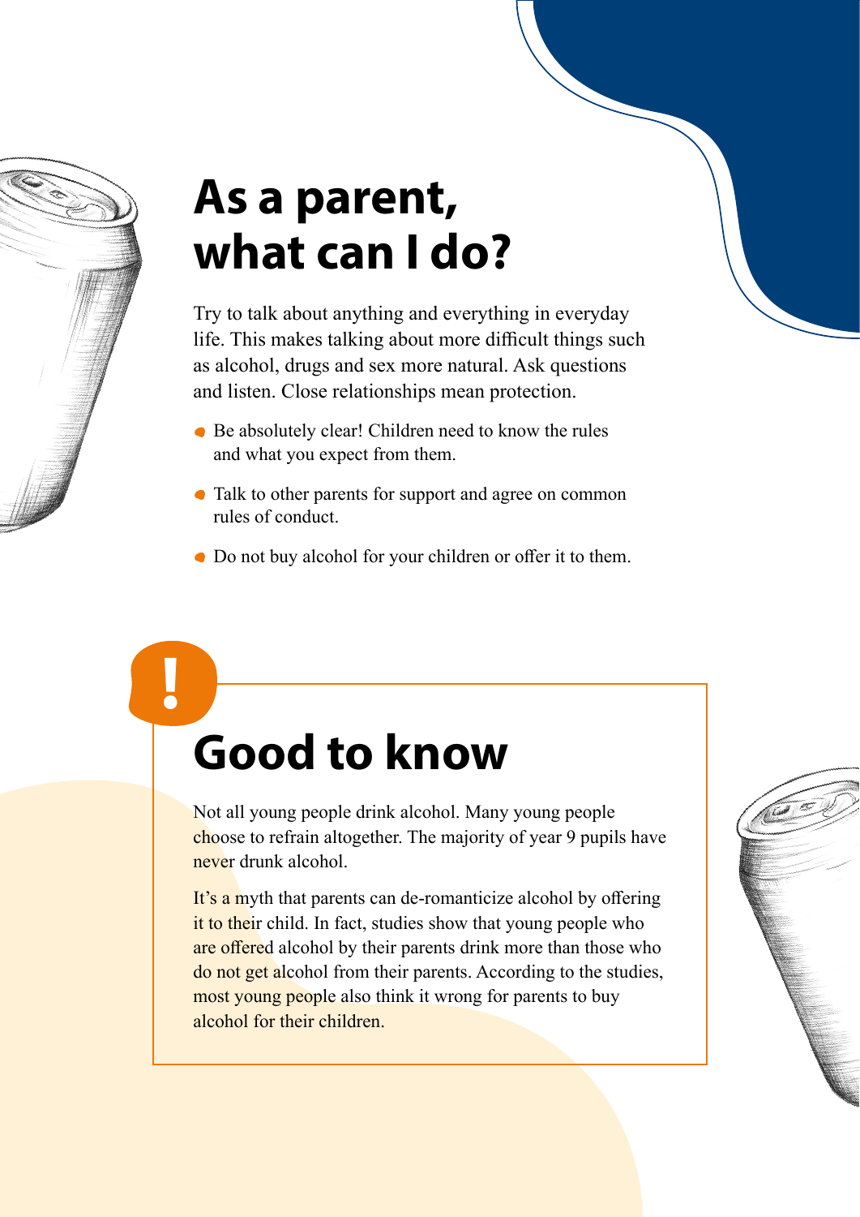# As a parent, what can I do?

Try to talk about anything and everything in everyday life. This makes talking about more difficult things such as alcohol, drugs and sex more natural. Ask questions and listen. Close relationships mean protection.

- Be absolutely clear! Children need to know the rules and what you expect from them.
- Talk to other parents for support and agree on common rules of conduct.
- Do not buy alcohol for your children or offer it to them.

!

## Good to know

Not all young people drink alcohol. Many young people choose to refrain altogether. The majority of year 9 pupils have never drunk alcohol.

It's a myth that parents can de-romanticize alcohol by offering it to their child. In fact, studies show that young people who are offered alcohol by their parents drink more than those who do not get alcohol from their parents. According to the studies, most young people also think it wrong for parents to buy alcohol for their children.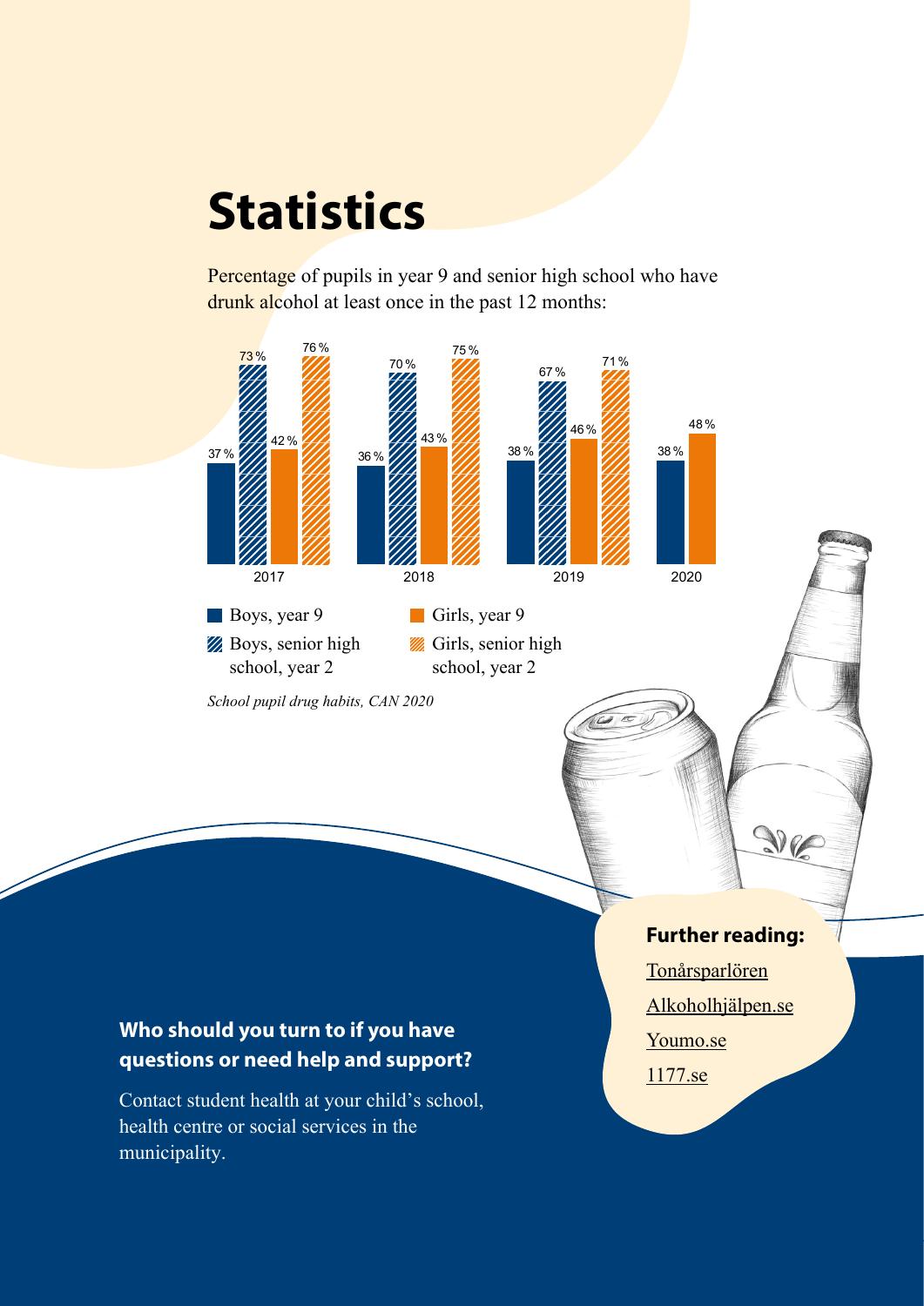# Statistics

Percentage of pupils in year 9 and senior high school who have drunk alcohol at least once in the past 12 months:

2017: 37 %, 73 %, 42 %, 76 %

2018: 36 %, 70 %, 43 %, 75 %

2019: 38 %, 67 %, 46 %, 71 %

2020: 38 %, 48 %

Boys, year 9

Boys, senior high school, year 2

Girls, year 9

Girls, senior high school, year 2

*School pupil drug habits, CAN 2020*

**Further reading:**

Tonårsparlören

Alkoholhjälpen.se

Youmo.se

1177.se

**Who should you turn to if you have questions or need help and support?**

Contact student health at your child's school, health centre or social services in the municipality.